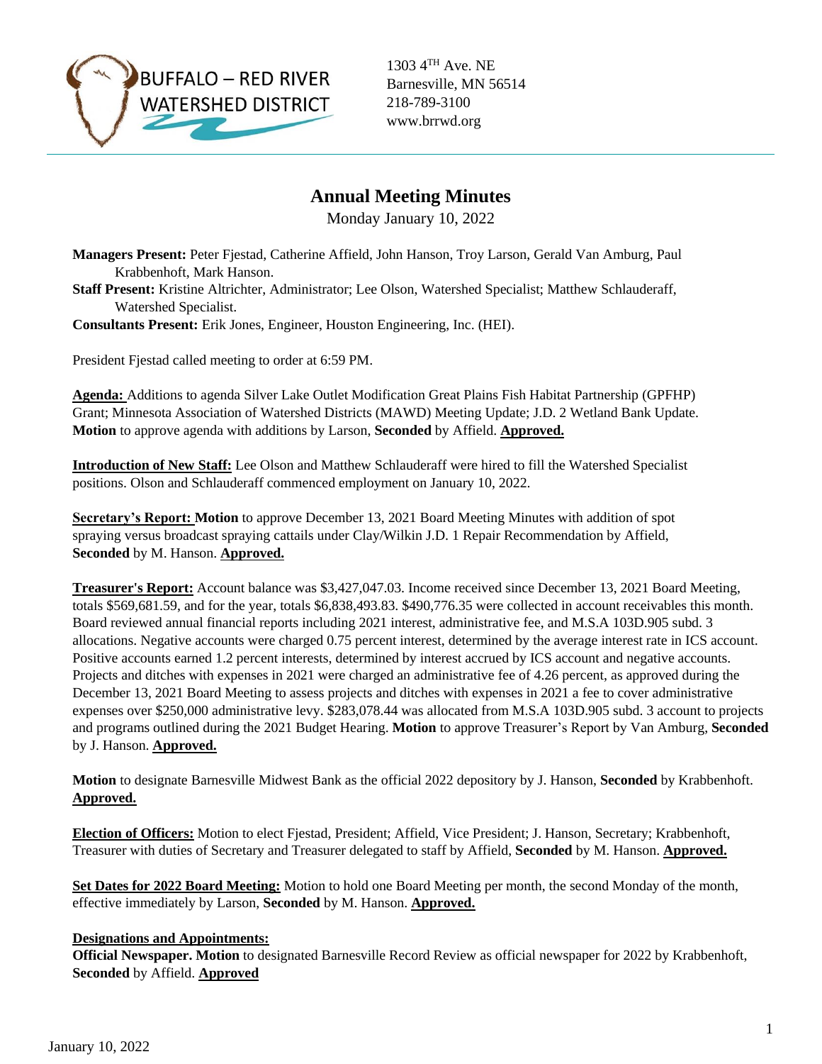BUFFALO – RED RIVER WATERSHED DISTRICT

1303 4TH Ave. NE
Barnesville, MN 56514
218-789-3100
www.brrwd.org

# Annual Meeting Minutes

Monday January 10, 2022

**Managers Present:** Peter Fjestad, Catherine Affield, John Hanson, Troy Larson, Gerald Van Amburg, Paul Krabbenhoft, Mark Hanson.
**Staff Present:** Kristine Altrichter, Administrator; Lee Olson, Watershed Specialist; Matthew Schlauderaff, Watershed Specialist.
**Consultants Present:** Erik Jones, Engineer, Houston Engineering, Inc. (HEI).

President Fjestad called meeting to order at 6:59 PM.

**Agenda:** Additions to agenda Silver Lake Outlet Modification Great Plains Fish Habitat Partnership (GPFHP) Grant; Minnesota Association of Watershed Districts (MAWD) Meeting Update; J.D. 2 Wetland Bank Update. **Motion** to approve agenda with additions by Larson, **Seconded** by Affield. **Approved.**

**Introduction of New Staff:** Lee Olson and Matthew Schlauderaff were hired to fill the Watershed Specialist positions. Olson and Schlauderaff commenced employment on January 10, 2022.

**Secretary's Report: Motion** to approve December 13, 2021 Board Meeting Minutes with addition of spot spraying versus broadcast spraying cattails under Clay/Wilkin J.D. 1 Repair Recommendation by Affield, **Seconded** by M. Hanson. **Approved.**

**Treasurer's Report:** Account balance was $3,427,047.03. Income received since December 13, 2021 Board Meeting, totals $569,681.59, and for the year, totals $6,838,493.83. $490,776.35 were collected in account receivables this month. Board reviewed annual financial reports including 2021 interest, administrative fee, and M.S.A 103D.905 subd. 3 allocations. Negative accounts were charged 0.75 percent interest, determined by the average interest rate in ICS account. Positive accounts earned 1.2 percent interests, determined by interest accrued by ICS account and negative accounts. Projects and ditches with expenses in 2021 were charged an administrative fee of 4.26 percent, as approved during the December 13, 2021 Board Meeting to assess projects and ditches with expenses in 2021 a fee to cover administrative expenses over $250,000 administrative levy. $283,078.44 was allocated from M.S.A 103D.905 subd. 3 account to projects and programs outlined during the 2021 Budget Hearing. **Motion** to approve Treasurer's Report by Van Amburg, **Seconded** by J. Hanson. **Approved.**

**Motion** to designate Barnesville Midwest Bank as the official 2022 depository by J. Hanson, **Seconded** by Krabbenhoft. **Approved.**

**Election of Officers:** Motion to elect Fjestad, President; Affield, Vice President; J. Hanson, Secretary; Krabbenhoft, Treasurer with duties of Secretary and Treasurer delegated to staff by Affield, **Seconded** by M. Hanson. **Approved.**

**Set Dates for 2022 Board Meeting:** Motion to hold one Board Meeting per month, the second Monday of the month, effective immediately by Larson, **Seconded** by M. Hanson. **Approved.**

**Designations and Appointments:**
**Official Newspaper. Motion** to designated Barnesville Record Review as official newspaper for 2022 by Krabbenhoft, **Seconded** by Affield. **Approved**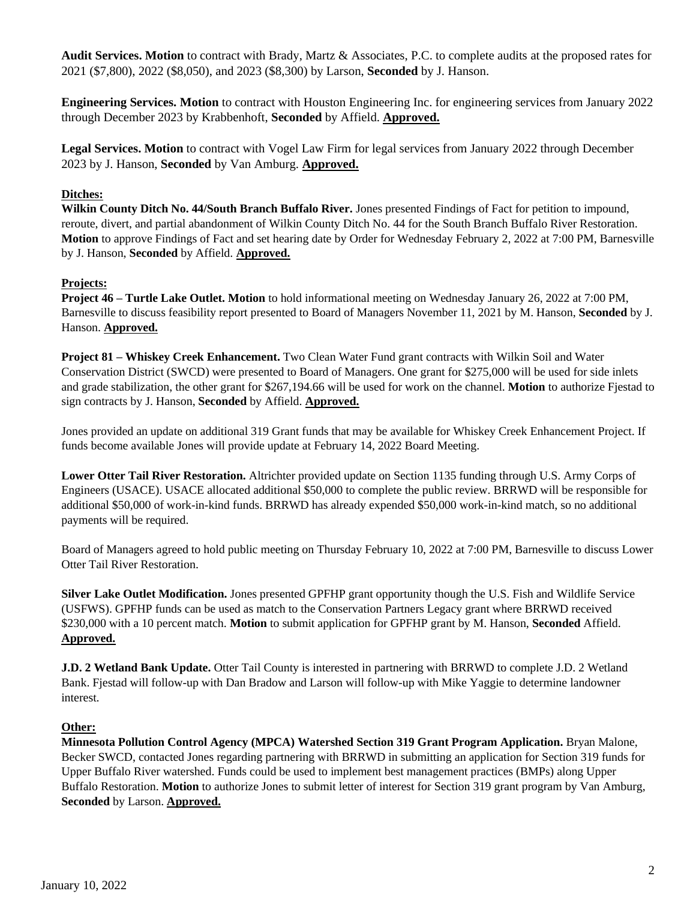**Audit Services. Motion** to contract with Brady, Martz & Associates, P.C. to complete audits at the proposed rates for 2021 ($7,800), 2022 ($8,050), and 2023 ($8,300) by Larson, **Seconded** by J. Hanson.

**Engineering Services. Motion** to contract with Houston Engineering Inc. for engineering services from January 2022 through December 2023 by Krabbenhoft, **Seconded** by Affield. **Approved.**

**Legal Services. Motion** to contract with Vogel Law Firm for legal services from January 2022 through December 2023 by J. Hanson, **Seconded** by Van Amburg. **Approved.**

**Ditches:**

**Wilkin County Ditch No. 44/South Branch Buffalo River.** Jones presented Findings of Fact for petition to impound, reroute, divert, and partial abandonment of Wilkin County Ditch No. 44 for the South Branch Buffalo River Restoration. **Motion** to approve Findings of Fact and set hearing date by Order for Wednesday February 2, 2022 at 7:00 PM, Barnesville by J. Hanson, **Seconded** by Affield. **Approved.**

**Projects:**

**Project 46 – Turtle Lake Outlet. Motion** to hold informational meeting on Wednesday January 26, 2022 at 7:00 PM, Barnesville to discuss feasibility report presented to Board of Managers November 11, 2021 by M. Hanson, **Seconded** by J. Hanson. **Approved.**

**Project 81 – Whiskey Creek Enhancement.** Two Clean Water Fund grant contracts with Wilkin Soil and Water Conservation District (SWCD) were presented to Board of Managers. One grant for $275,000 will be used for side inlets and grade stabilization, the other grant for $267,194.66 will be used for work on the channel. **Motion** to authorize Fjestad to sign contracts by J. Hanson, **Seconded** by Affield. **Approved.**

Jones provided an update on additional 319 Grant funds that may be available for Whiskey Creek Enhancement Project. If funds become available Jones will provide update at February 14, 2022 Board Meeting.

**Lower Otter Tail River Restoration.** Altrichter provided update on Section 1135 funding through U.S. Army Corps of Engineers (USACE). USACE allocated additional $50,000 to complete the public review. BRRWD will be responsible for additional $50,000 of work-in-kind funds. BRRWD has already expended $50,000 work-in-kind match, so no additional payments will be required.

Board of Managers agreed to hold public meeting on Thursday February 10, 2022 at 7:00 PM, Barnesville to discuss Lower Otter Tail River Restoration.

**Silver Lake Outlet Modification.** Jones presented GPFHP grant opportunity though the U.S. Fish and Wildlife Service (USFWS). GPFHP funds can be used as match to the Conservation Partners Legacy grant where BRRWD received $230,000 with a 10 percent match. **Motion** to submit application for GPFHP grant by M. Hanson, **Seconded** Affield. **Approved.**

**J.D. 2 Wetland Bank Update.** Otter Tail County is interested in partnering with BRRWD to complete J.D. 2 Wetland Bank. Fjestad will follow-up with Dan Bradow and Larson will follow-up with Mike Yaggie to determine landowner interest.

**Other:**

**Minnesota Pollution Control Agency (MPCA) Watershed Section 319 Grant Program Application.** Bryan Malone, Becker SWCD, contacted Jones regarding partnering with BRRWD in submitting an application for Section 319 funds for Upper Buffalo River watershed. Funds could be used to implement best management practices (BMPs) along Upper Buffalo Restoration. **Motion** to authorize Jones to submit letter of interest for Section 319 grant program by Van Amburg, **Seconded** by Larson. **Approved.**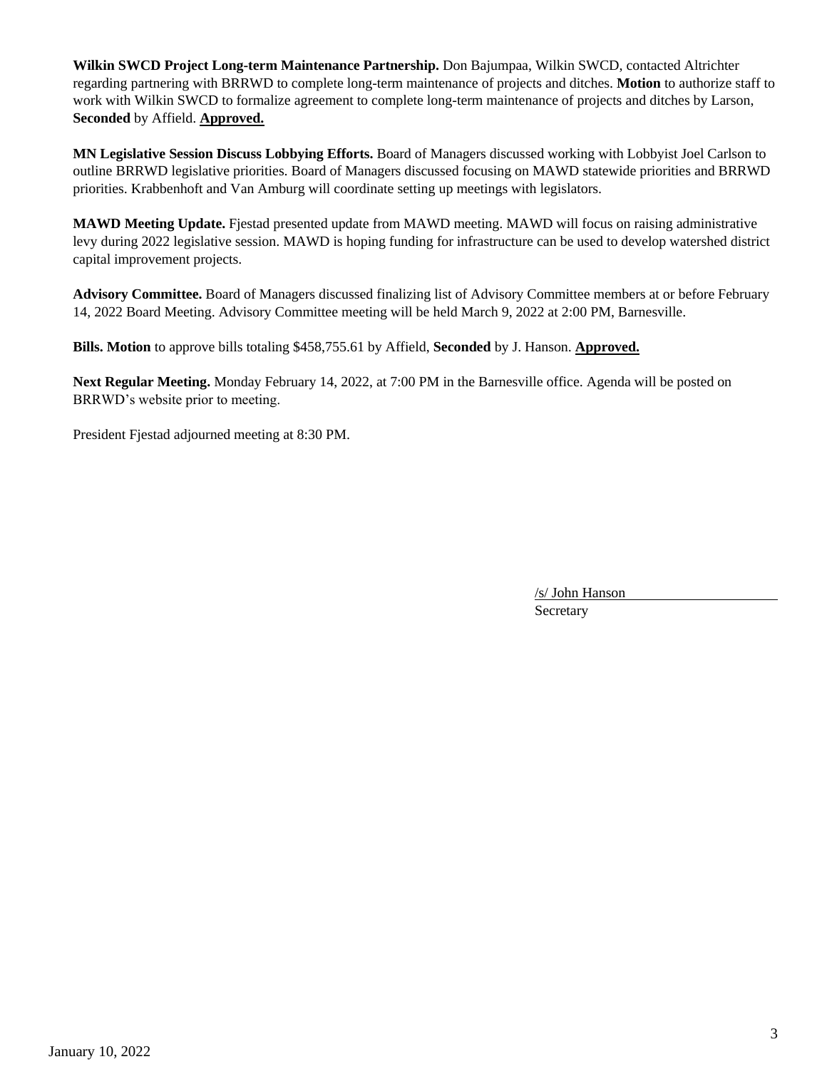**Wilkin SWCD Project Long-term Maintenance Partnership.** Don Bajumpaa, Wilkin SWCD, contacted Altrichter regarding partnering with BRRWD to complete long-term maintenance of projects and ditches. **Motion** to authorize staff to work with Wilkin SWCD to formalize agreement to complete long-term maintenance of projects and ditches by Larson, **Seconded** by Affield. **Approved.**

**MN Legislative Session Discuss Lobbying Efforts.** Board of Managers discussed working with Lobbyist Joel Carlson to outline BRRWD legislative priorities. Board of Managers discussed focusing on MAWD statewide priorities and BRRWD priorities. Krabbenhoft and Van Amburg will coordinate setting up meetings with legislators.

**MAWD Meeting Update.** Fjestad presented update from MAWD meeting. MAWD will focus on raising administrative levy during 2022 legislative session. MAWD is hoping funding for infrastructure can be used to develop watershed district capital improvement projects.

**Advisory Committee.** Board of Managers discussed finalizing list of Advisory Committee members at or before February 14, 2022 Board Meeting. Advisory Committee meeting will be held March 9, 2022 at 2:00 PM, Barnesville.

**Bills. Motion** to approve bills totaling $458,755.61 by Affield, **Seconded** by J. Hanson. **Approved.**

**Next Regular Meeting.** Monday February 14, 2022, at 7:00 PM in the Barnesville office. Agenda will be posted on BRRWD's website prior to meeting.

President Fjestad adjourned meeting at 8:30 PM.

/s/ John Hanson
Secretary